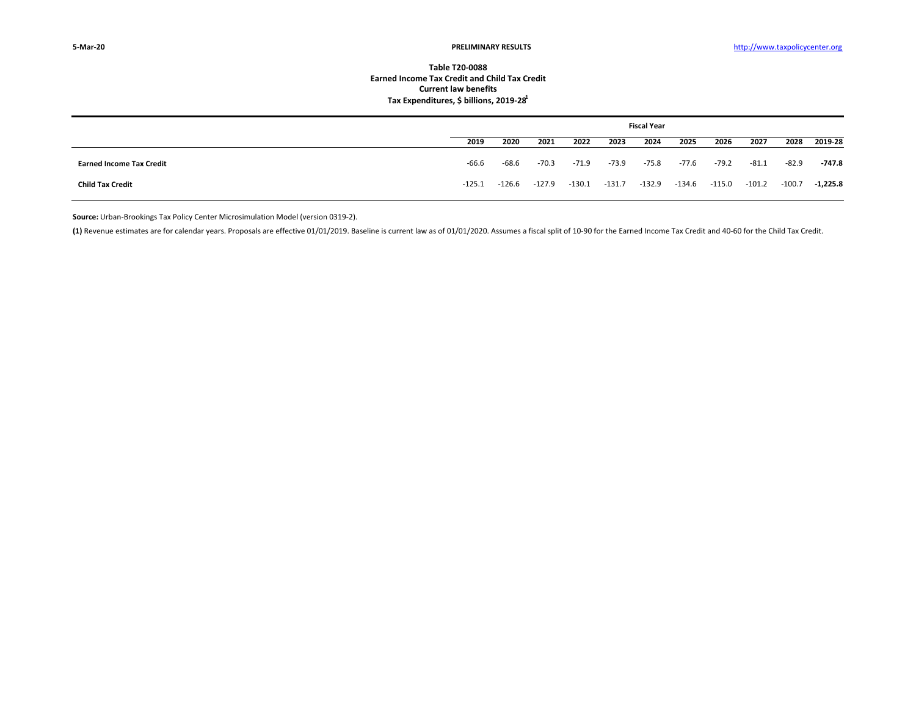**PRELIMINARY RESULTS**

# Table T20-0088
## Earned Income Tax Credit and Child Tax Credit
## Current law benefits
## Tax Expenditures, $ billions, 2019-28[1]

| | Fiscal Year | | | | | | | | | | |
|---|---|---|---|---|---|---|---|---|---|---|---|
| | 2019 | 2020 | 2021 | 2022 | 2023 | 2024 | 2025 | 2026 | 2027 | 2028 | 2019-28 |
| **Earned Income Tax Credit** | -66.6 | -68.6 | -70.3 | -71.9 | -73.9 | -75.8 | -77.6 | -79.2 | -81.1 | -82.9 | **-747.8** |
| **Child Tax Credit** | -125.1 | -126.6 | -127.9 | -130.1 | -131.7 | -132.9 | -134.6 | -115.0 | -101.2 | -100.7 | **-1,225.8** |

**Source:** Urban-Brookings Tax Policy Center Microsimulation Model (version 0319-2).

**(1)** Revenue estimates are for calendar years. Proposals are effective 01/01/2019. Baseline is current law as of 01/01/2020. Assumes a fiscal split of 10-90 for the Earned Income Tax Credit and 40-60 for the Child Tax Credit.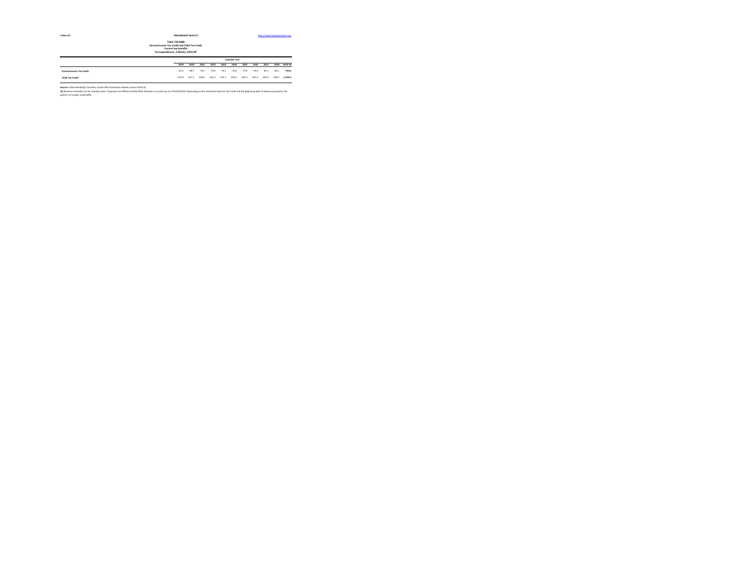5-Mar-20 PRELIMINARY RESULTS http://www.taxpolicycenter.org

**Table T20-0088**
**Earned Income Tax Credit and Child Tax Credit**
**Current law benefits**
**Tax Expenditures, $ billions, 2019-28[1]**

| | Calendar Year | | | | | | | | | | |
|---|---|---|---|---|---|---|---|---|---|---|---|
| | 2019 | 2020 | 2021 | 2022 | 2023 | 2024 | 2025 | 2026 | 2027 | 2028 | 2019-28 |
| **Earned Income Tax Credit** | -67.5 | -68.7 | -70.4 | -72.0 | -74.1 | -76.0 | -77.8 | -79.3 | -81.1 | -83.1 | **-750.0** |
| **Child Tax Credit** | -125.8 | -127.1 | -128.6 | -131.2 | -132.1 | -133.5 | -135.3 | -101.4 | -101.0 | -100.5 | **-1,216.4** |

**Source:** Urban-Brookings Tax Policy Center Microsimulation Model (version 0319-2).

**[1]** Revenue estimates are for calendar years. Proposals are effective 01/01/2019. Baseline is current law as of 01/01/2020. Depending on the enactment date for the credit and the beginning date of advance payments, the pattern of receipts could differ.